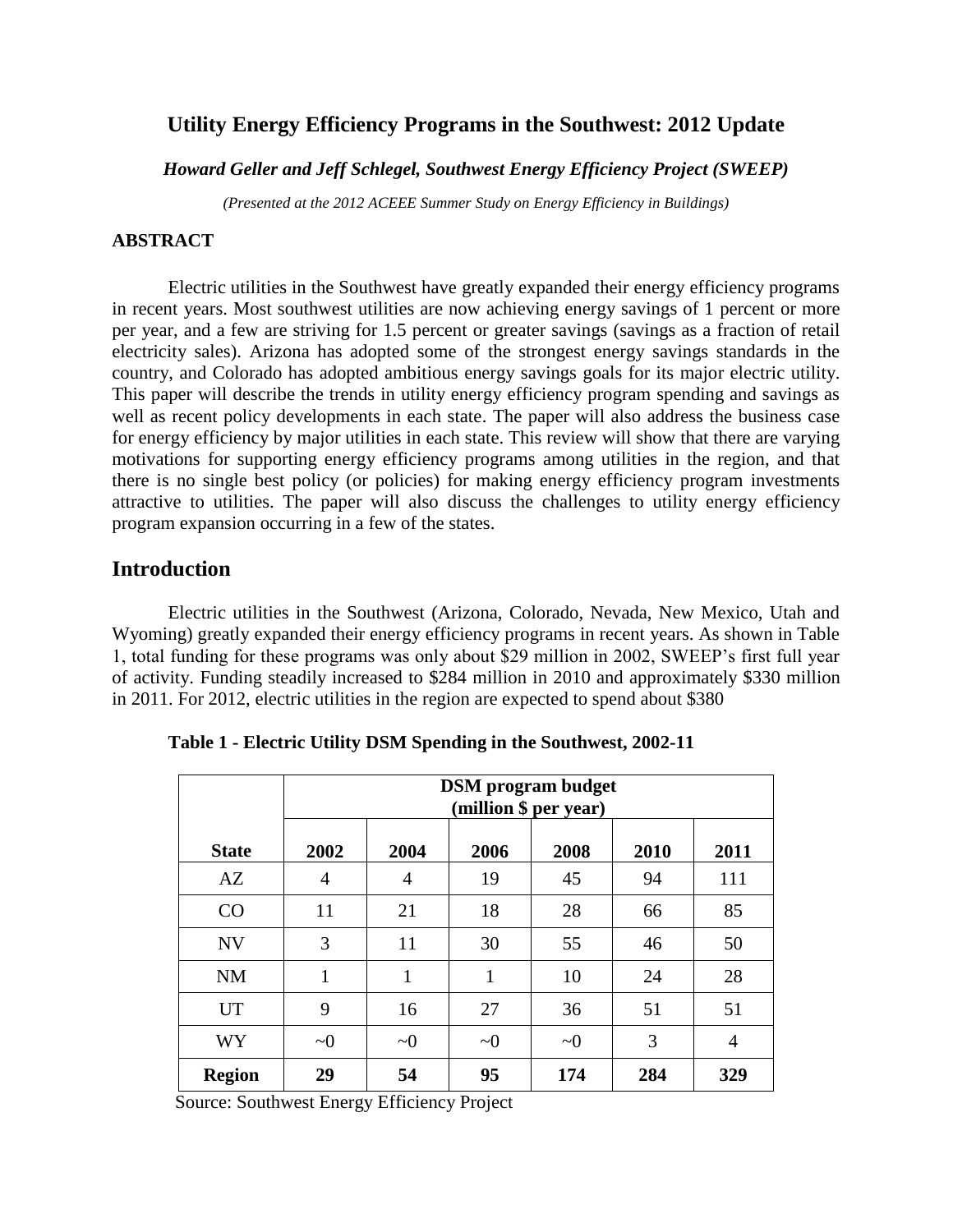# Utility Energy Efficiency Programs in the Southwest: 2012 Update

***Howard Geller and Jeff Schlegel, Southwest Energy Efficiency Project (SWEEP)***

*(Presented at the 2012 ACEEE Summer Study on Energy Efficiency in Buildings)*

**ABSTRACT**

Electric utilities in the Southwest have greatly expanded their energy efficiency programs in recent years. Most southwest utilities are now achieving energy savings of 1 percent or more per year, and a few are striving for 1.5 percent or greater savings (savings as a fraction of retail electricity sales). Arizona has adopted some of the strongest energy savings standards in the country, and Colorado has adopted ambitious energy savings goals for its major electric utility. This paper will describe the trends in utility energy efficiency program spending and savings as well as recent policy developments in each state. The paper will also address the business case for energy efficiency by major utilities in each state. This review will show that there are varying motivations for supporting energy efficiency programs among utilities in the region, and that there is no single best policy (or policies) for making energy efficiency program investments attractive to utilities. The paper will also discuss the challenges to utility energy efficiency program expansion occurring in a few of the states.

## Introduction

Electric utilities in the Southwest (Arizona, Colorado, Nevada, New Mexico, Utah and Wyoming) greatly expanded their energy efficiency programs in recent years. As shown in Table 1, total funding for these programs was only about $29 million in 2002, SWEEP's first full year of activity. Funding steadily increased to $284 million in 2010 and approximately $330 million in 2011. For 2012, electric utilities in the region are expected to spend about $380

**Table 1 - Electric Utility DSM Spending in the Southwest, 2002-11**

| | DSM program budget (million $ per year) | | | | | |
|---|---|---|---|---|---|---|
| **State** | **2002** | **2004** | **2006** | **2008** | **2010** | **2011** |
| AZ | 4 | 4 | 19 | 45 | 94 | 111 |
| CO | 11 | 21 | 18 | 28 | 66 | 85 |
| NV | 3 | 11 | 30 | 55 | 46 | 50 |
| NM | 1 | 1 | 1 | 10 | 24 | 28 |
| UT | 9 | 16 | 27 | 36 | 51 | 51 |
| WY | ~0 | ~0 | ~0 | ~0 | 3 | 4 |
| **Region** | **29** | **54** | **95** | **174** | **284** | **329** |

Source: Southwest Energy Efficiency Project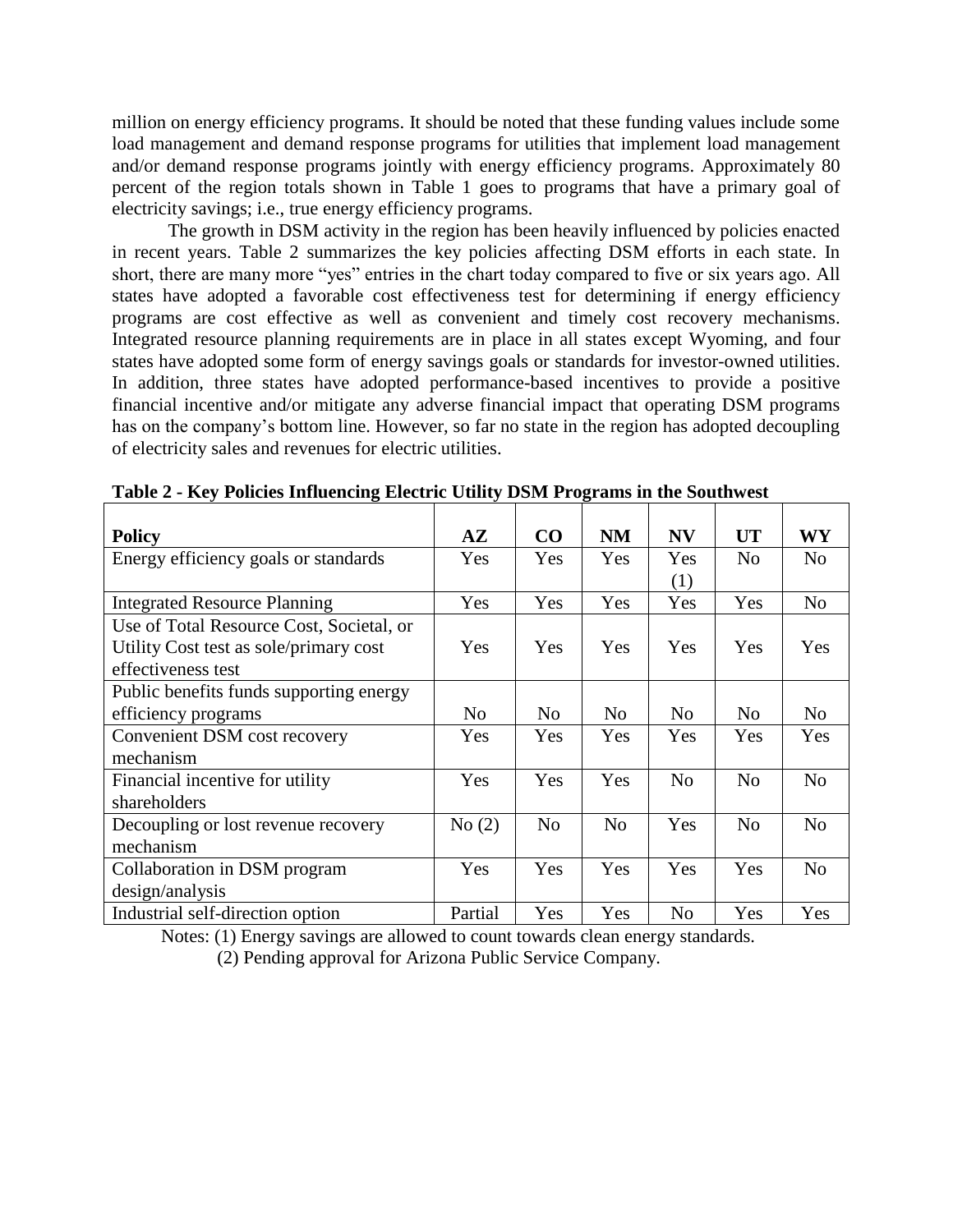million on energy efficiency programs. It should be noted that these funding values include some load management and demand response programs for utilities that implement load management and/or demand response programs jointly with energy efficiency programs. Approximately 80 percent of the region totals shown in Table 1 goes to programs that have a primary goal of electricity savings; i.e., true energy efficiency programs.

The growth in DSM activity in the region has been heavily influenced by policies enacted in recent years. Table 2 summarizes the key policies affecting DSM efforts in each state. In short, there are many more "yes" entries in the chart today compared to five or six years ago. All states have adopted a favorable cost effectiveness test for determining if energy efficiency programs are cost effective as well as convenient and timely cost recovery mechanisms. Integrated resource planning requirements are in place in all states except Wyoming, and four states have adopted some form of energy savings goals or standards for investor-owned utilities. In addition, three states have adopted performance-based incentives to provide a positive financial incentive and/or mitigate any adverse financial impact that operating DSM programs has on the company's bottom line. However, so far no state in the region has adopted decoupling of electricity sales and revenues for electric utilities.

**Table 2 - Key Policies Influencing Electric Utility DSM Programs in the Southwest**

| Policy | AZ | CO | NM | NV | UT | WY |
|---|---|---|---|---|---|---|
| Energy efficiency goals or standards | Yes | Yes | Yes | Yes (1) | No | No |
| Integrated Resource Planning | Yes | Yes | Yes | Yes | Yes | No |
| Use of Total Resource Cost, Societal, or Utility Cost test as sole/primary cost effectiveness test | Yes | Yes | Yes | Yes | Yes | Yes |
| Public benefits funds supporting energy efficiency programs | No | No | No | No | No | No |
| Convenient DSM cost recovery mechanism | Yes | Yes | Yes | Yes | Yes | Yes |
| Financial incentive for utility shareholders | Yes | Yes | Yes | No | No | No |
| Decoupling or lost revenue recovery mechanism | No (2) | No | No | Yes | No | No |
| Collaboration in DSM program design/analysis | Yes | Yes | Yes | Yes | Yes | No |
| Industrial self-direction option | Partial | Yes | Yes | No | Yes | Yes |

Notes: (1) Energy savings are allowed to count towards clean energy standards.
(2) Pending approval for Arizona Public Service Company.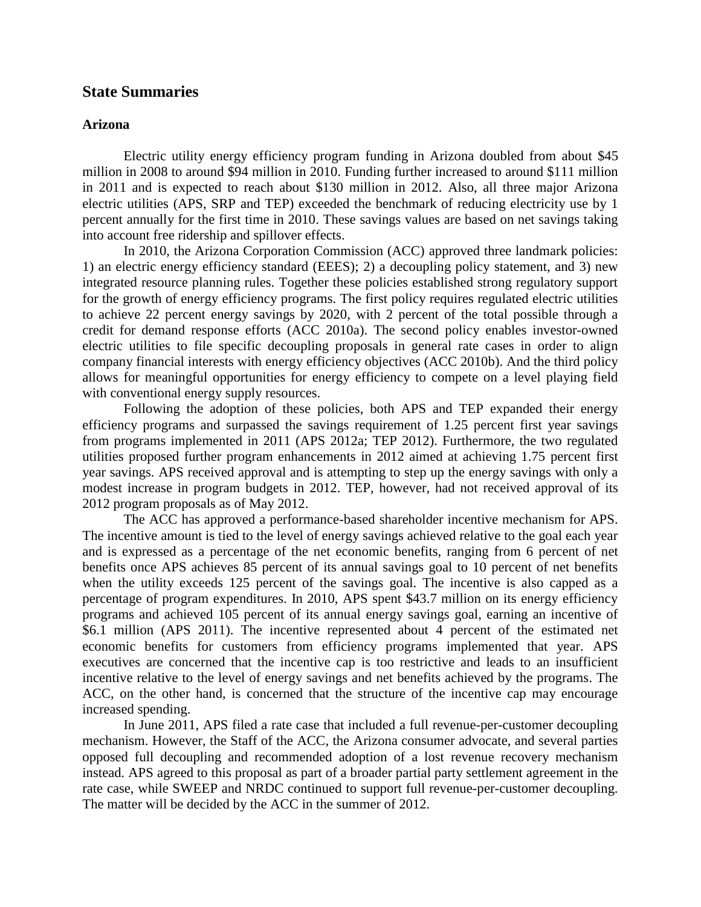## State Summaries

### Arizona

Electric utility energy efficiency program funding in Arizona doubled from about $45 million in 2008 to around $94 million in 2010. Funding further increased to around $111 million in 2011 and is expected to reach about $130 million in 2012. Also, all three major Arizona electric utilities (APS, SRP and TEP) exceeded the benchmark of reducing electricity use by 1 percent annually for the first time in 2010. These savings values are based on net savings taking into account free ridership and spillover effects.

In 2010, the Arizona Corporation Commission (ACC) approved three landmark policies: 1) an electric energy efficiency standard (EEES); 2) a decoupling policy statement, and 3) new integrated resource planning rules. Together these policies established strong regulatory support for the growth of energy efficiency programs. The first policy requires regulated electric utilities to achieve 22 percent energy savings by 2020, with 2 percent of the total possible through a credit for demand response efforts (ACC 2010a). The second policy enables investor-owned electric utilities to file specific decoupling proposals in general rate cases in order to align company financial interests with energy efficiency objectives (ACC 2010b). And the third policy allows for meaningful opportunities for energy efficiency to compete on a level playing field with conventional energy supply resources.

Following the adoption of these policies, both APS and TEP expanded their energy efficiency programs and surpassed the savings requirement of 1.25 percent first year savings from programs implemented in 2011 (APS 2012a; TEP 2012). Furthermore, the two regulated utilities proposed further program enhancements in 2012 aimed at achieving 1.75 percent first year savings. APS received approval and is attempting to step up the energy savings with only a modest increase in program budgets in 2012. TEP, however, had not received approval of its 2012 program proposals as of May 2012.

The ACC has approved a performance-based shareholder incentive mechanism for APS. The incentive amount is tied to the level of energy savings achieved relative to the goal each year and is expressed as a percentage of the net economic benefits, ranging from 6 percent of net benefits once APS achieves 85 percent of its annual savings goal to 10 percent of net benefits when the utility exceeds 125 percent of the savings goal. The incentive is also capped as a percentage of program expenditures. In 2010, APS spent $43.7 million on its energy efficiency programs and achieved 105 percent of its annual energy savings goal, earning an incentive of $6.1 million (APS 2011). The incentive represented about 4 percent of the estimated net economic benefits for customers from efficiency programs implemented that year. APS executives are concerned that the incentive cap is too restrictive and leads to an insufficient incentive relative to the level of energy savings and net benefits achieved by the programs. The ACC, on the other hand, is concerned that the structure of the incentive cap may encourage increased spending.

In June 2011, APS filed a rate case that included a full revenue-per-customer decoupling mechanism. However, the Staff of the ACC, the Arizona consumer advocate, and several parties opposed full decoupling and recommended adoption of a lost revenue recovery mechanism instead. APS agreed to this proposal as part of a broader partial party settlement agreement in the rate case, while SWEEP and NRDC continued to support full revenue-per-customer decoupling. The matter will be decided by the ACC in the summer of 2012.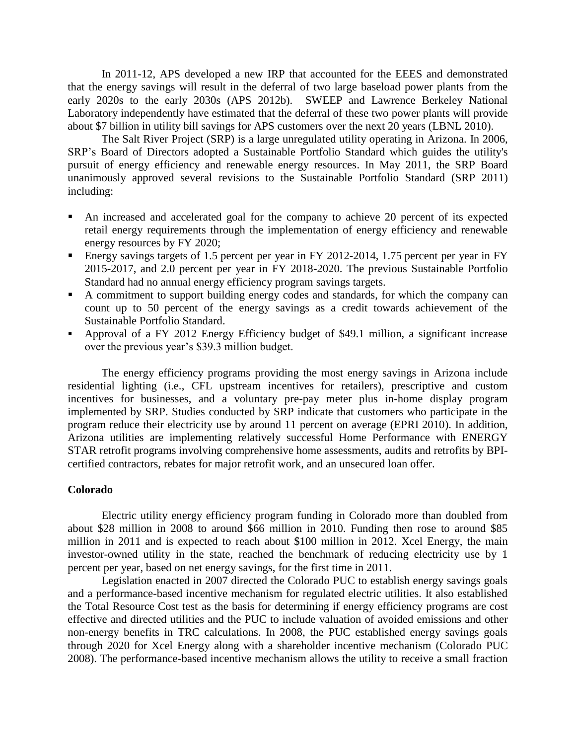In 2011-12, APS developed a new IRP that accounted for the EEES and demonstrated that the energy savings will result in the deferral of two large baseload power plants from the early 2020s to the early 2030s (APS 2012b). SWEEP and Lawrence Berkeley National Laboratory independently have estimated that the deferral of these two power plants will provide about $7 billion in utility bill savings for APS customers over the next 20 years (LBNL 2010).

The Salt River Project (SRP) is a large unregulated utility operating in Arizona. In 2006, SRP's Board of Directors adopted a Sustainable Portfolio Standard which guides the utility's pursuit of energy efficiency and renewable energy resources. In May 2011, the SRP Board unanimously approved several revisions to the Sustainable Portfolio Standard (SRP 2011) including:

- An increased and accelerated goal for the company to achieve 20 percent of its expected retail energy requirements through the implementation of energy efficiency and renewable energy resources by FY 2020;
- Energy savings targets of 1.5 percent per year in FY 2012-2014, 1.75 percent per year in FY 2015-2017, and 2.0 percent per year in FY 2018-2020. The previous Sustainable Portfolio Standard had no annual energy efficiency program savings targets.
- A commitment to support building energy codes and standards, for which the company can count up to 50 percent of the energy savings as a credit towards achievement of the Sustainable Portfolio Standard.
- Approval of a FY 2012 Energy Efficiency budget of $49.1 million, a significant increase over the previous year's $39.3 million budget.

The energy efficiency programs providing the most energy savings in Arizona include residential lighting (i.e., CFL upstream incentives for retailers), prescriptive and custom incentives for businesses, and a voluntary pre-pay meter plus in-home display program implemented by SRP. Studies conducted by SRP indicate that customers who participate in the program reduce their electricity use by around 11 percent on average (EPRI 2010). In addition, Arizona utilities are implementing relatively successful Home Performance with ENERGY STAR retrofit programs involving comprehensive home assessments, audits and retrofits by BPI-certified contractors, rebates for major retrofit work, and an unsecured loan offer.

**Colorado**

Electric utility energy efficiency program funding in Colorado more than doubled from about $28 million in 2008 to around $66 million in 2010. Funding then rose to around $85 million in 2011 and is expected to reach about $100 million in 2012. Xcel Energy, the main investor-owned utility in the state, reached the benchmark of reducing electricity use by 1 percent per year, based on net energy savings, for the first time in 2011.

Legislation enacted in 2007 directed the Colorado PUC to establish energy savings goals and a performance-based incentive mechanism for regulated electric utilities. It also established the Total Resource Cost test as the basis for determining if energy efficiency programs are cost effective and directed utilities and the PUC to include valuation of avoided emissions and other non-energy benefits in TRC calculations. In 2008, the PUC established energy savings goals through 2020 for Xcel Energy along with a shareholder incentive mechanism (Colorado PUC 2008). The performance-based incentive mechanism allows the utility to receive a small fraction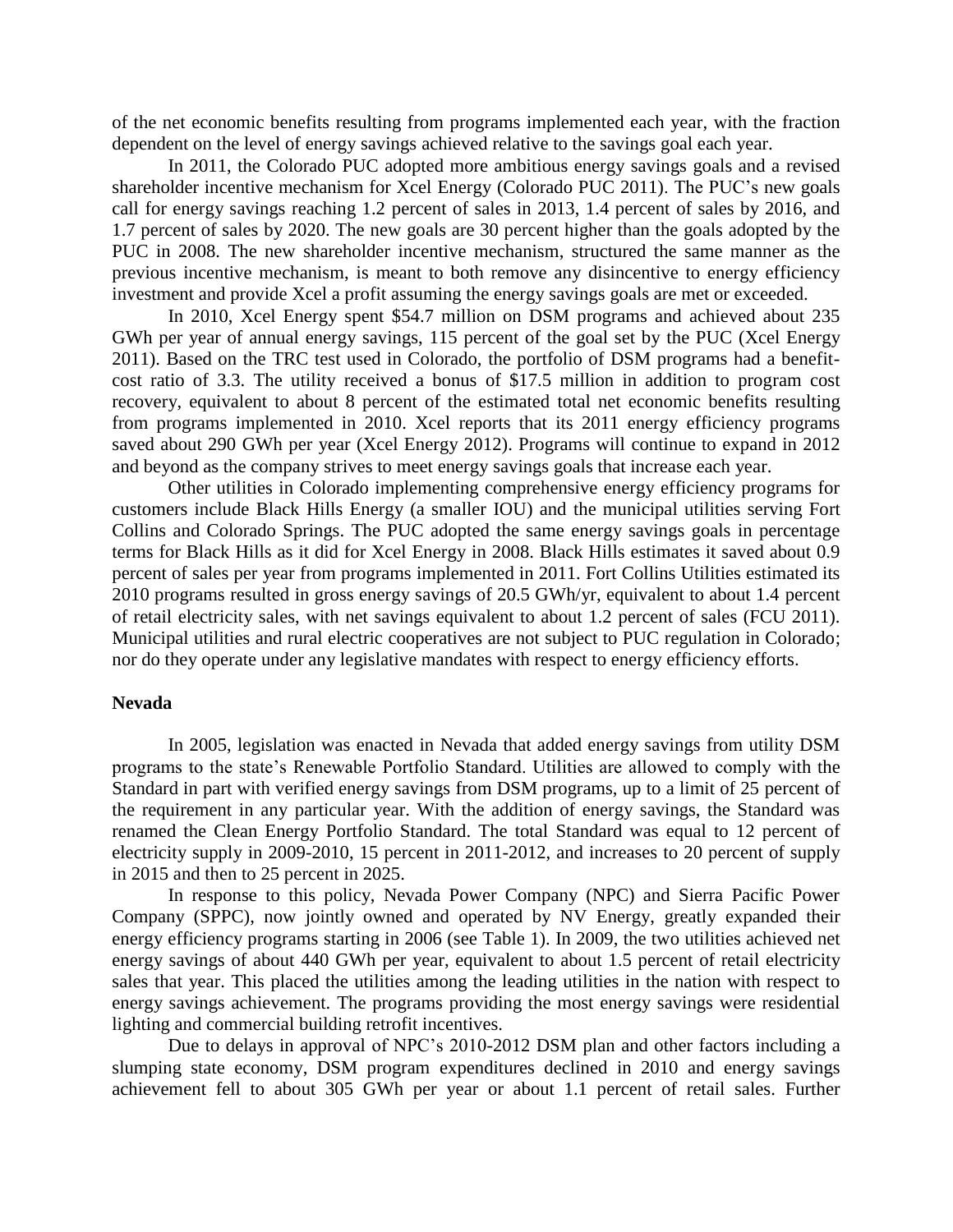of the net economic benefits resulting from programs implemented each year, with the fraction dependent on the level of energy savings achieved relative to the savings goal each year.

In 2011, the Colorado PUC adopted more ambitious energy savings goals and a revised shareholder incentive mechanism for Xcel Energy (Colorado PUC 2011). The PUC's new goals call for energy savings reaching 1.2 percent of sales in 2013, 1.4 percent of sales by 2016, and 1.7 percent of sales by 2020. The new goals are 30 percent higher than the goals adopted by the PUC in 2008. The new shareholder incentive mechanism, structured the same manner as the previous incentive mechanism, is meant to both remove any disincentive to energy efficiency investment and provide Xcel a profit assuming the energy savings goals are met or exceeded.

In 2010, Xcel Energy spent $54.7 million on DSM programs and achieved about 235 GWh per year of annual energy savings, 115 percent of the goal set by the PUC (Xcel Energy 2011). Based on the TRC test used in Colorado, the portfolio of DSM programs had a benefit-cost ratio of 3.3. The utility received a bonus of $17.5 million in addition to program cost recovery, equivalent to about 8 percent of the estimated total net economic benefits resulting from programs implemented in 2010. Xcel reports that its 2011 energy efficiency programs saved about 290 GWh per year (Xcel Energy 2012). Programs will continue to expand in 2012 and beyond as the company strives to meet energy savings goals that increase each year.

Other utilities in Colorado implementing comprehensive energy efficiency programs for customers include Black Hills Energy (a smaller IOU) and the municipal utilities serving Fort Collins and Colorado Springs. The PUC adopted the same energy savings goals in percentage terms for Black Hills as it did for Xcel Energy in 2008. Black Hills estimates it saved about 0.9 percent of sales per year from programs implemented in 2011. Fort Collins Utilities estimated its 2010 programs resulted in gross energy savings of 20.5 GWh/yr, equivalent to about 1.4 percent of retail electricity sales, with net savings equivalent to about 1.2 percent of sales (FCU 2011). Municipal utilities and rural electric cooperatives are not subject to PUC regulation in Colorado; nor do they operate under any legislative mandates with respect to energy efficiency efforts.

**Nevada**

In 2005, legislation was enacted in Nevada that added energy savings from utility DSM programs to the state's Renewable Portfolio Standard. Utilities are allowed to comply with the Standard in part with verified energy savings from DSM programs, up to a limit of 25 percent of the requirement in any particular year. With the addition of energy savings, the Standard was renamed the Clean Energy Portfolio Standard. The total Standard was equal to 12 percent of electricity supply in 2009-2010, 15 percent in 2011-2012, and increases to 20 percent of supply in 2015 and then to 25 percent in 2025.

In response to this policy, Nevada Power Company (NPC) and Sierra Pacific Power Company (SPPC), now jointly owned and operated by NV Energy, greatly expanded their energy efficiency programs starting in 2006 (see Table 1). In 2009, the two utilities achieved net energy savings of about 440 GWh per year, equivalent to about 1.5 percent of retail electricity sales that year. This placed the utilities among the leading utilities in the nation with respect to energy savings achievement. The programs providing the most energy savings were residential lighting and commercial building retrofit incentives.

Due to delays in approval of NPC's 2010-2012 DSM plan and other factors including a slumping state economy, DSM program expenditures declined in 2010 and energy savings achievement fell to about 305 GWh per year or about 1.1 percent of retail sales. Further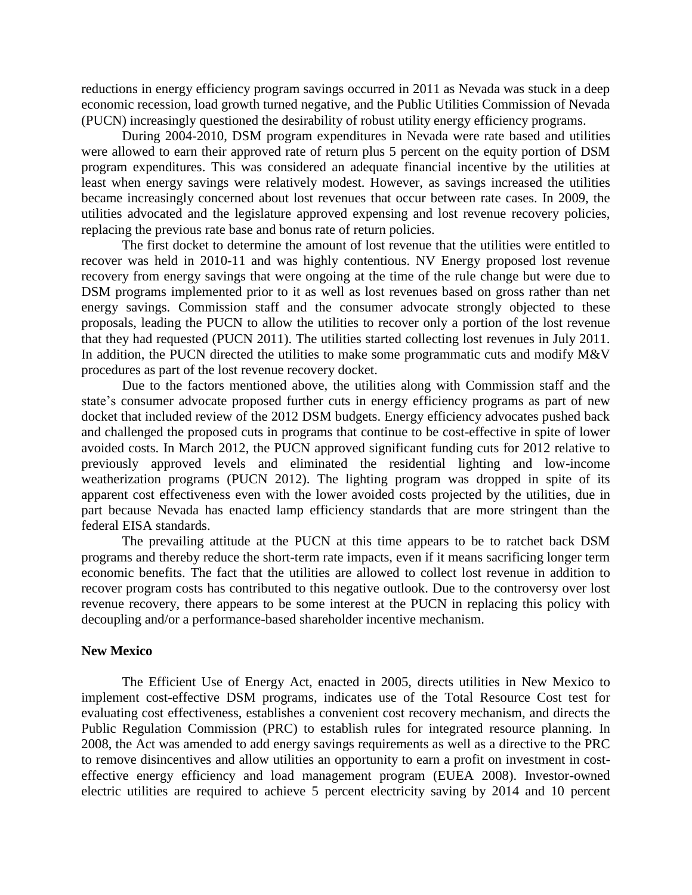reductions in energy efficiency program savings occurred in 2011 as Nevada was stuck in a deep economic recession, load growth turned negative, and the Public Utilities Commission of Nevada (PUCN) increasingly questioned the desirability of robust utility energy efficiency programs.

During 2004-2010, DSM program expenditures in Nevada were rate based and utilities were allowed to earn their approved rate of return plus 5 percent on the equity portion of DSM program expenditures. This was considered an adequate financial incentive by the utilities at least when energy savings were relatively modest. However, as savings increased the utilities became increasingly concerned about lost revenues that occur between rate cases. In 2009, the utilities advocated and the legislature approved expensing and lost revenue recovery policies, replacing the previous rate base and bonus rate of return policies.

The first docket to determine the amount of lost revenue that the utilities were entitled to recover was held in 2010-11 and was highly contentious. NV Energy proposed lost revenue recovery from energy savings that were ongoing at the time of the rule change but were due to DSM programs implemented prior to it as well as lost revenues based on gross rather than net energy savings. Commission staff and the consumer advocate strongly objected to these proposals, leading the PUCN to allow the utilities to recover only a portion of the lost revenue that they had requested (PUCN 2011). The utilities started collecting lost revenues in July 2011. In addition, the PUCN directed the utilities to make some programmatic cuts and modify M&V procedures as part of the lost revenue recovery docket.

Due to the factors mentioned above, the utilities along with Commission staff and the state's consumer advocate proposed further cuts in energy efficiency programs as part of new docket that included review of the 2012 DSM budgets. Energy efficiency advocates pushed back and challenged the proposed cuts in programs that continue to be cost-effective in spite of lower avoided costs. In March 2012, the PUCN approved significant funding cuts for 2012 relative to previously approved levels and eliminated the residential lighting and low-income weatherization programs (PUCN 2012). The lighting program was dropped in spite of its apparent cost effectiveness even with the lower avoided costs projected by the utilities, due in part because Nevada has enacted lamp efficiency standards that are more stringent than the federal EISA standards.

The prevailing attitude at the PUCN at this time appears to be to ratchet back DSM programs and thereby reduce the short-term rate impacts, even if it means sacrificing longer term economic benefits. The fact that the utilities are allowed to collect lost revenue in addition to recover program costs has contributed to this negative outlook. Due to the controversy over lost revenue recovery, there appears to be some interest at the PUCN in replacing this policy with decoupling and/or a performance-based shareholder incentive mechanism.

**New Mexico**

The Efficient Use of Energy Act, enacted in 2005, directs utilities in New Mexico to implement cost-effective DSM programs, indicates use of the Total Resource Cost test for evaluating cost effectiveness, establishes a convenient cost recovery mechanism, and directs the Public Regulation Commission (PRC) to establish rules for integrated resource planning. In 2008, the Act was amended to add energy savings requirements as well as a directive to the PRC to remove disincentives and allow utilities an opportunity to earn a profit on investment in cost-effective energy efficiency and load management program (EUEA 2008). Investor-owned electric utilities are required to achieve 5 percent electricity saving by 2014 and 10 percent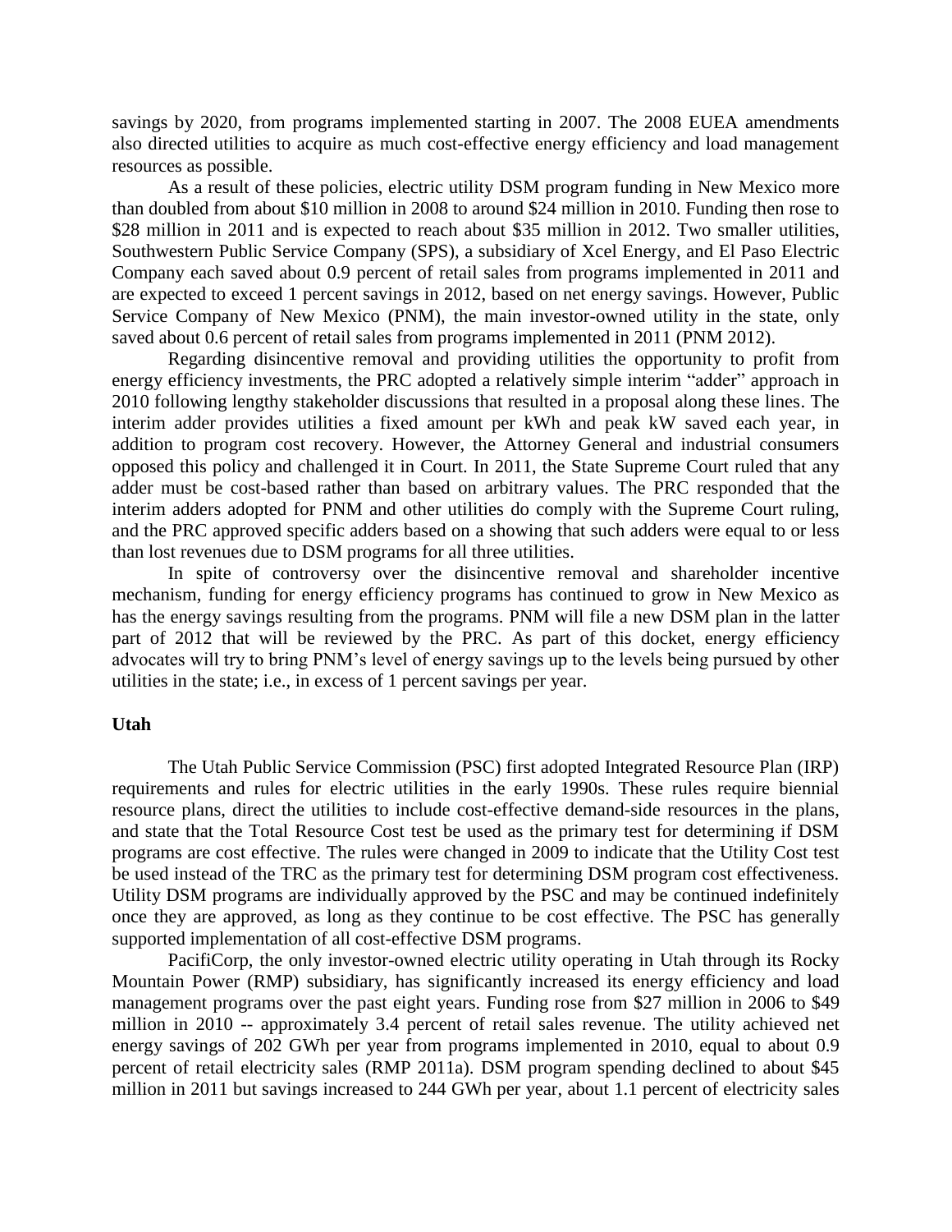savings by 2020, from programs implemented starting in 2007. The 2008 EUEA amendments also directed utilities to acquire as much cost-effective energy efficiency and load management resources as possible.

As a result of these policies, electric utility DSM program funding in New Mexico more than doubled from about $10 million in 2008 to around $24 million in 2010. Funding then rose to $28 million in 2011 and is expected to reach about $35 million in 2012. Two smaller utilities, Southwestern Public Service Company (SPS), a subsidiary of Xcel Energy, and El Paso Electric Company each saved about 0.9 percent of retail sales from programs implemented in 2011 and are expected to exceed 1 percent savings in 2012, based on net energy savings. However, Public Service Company of New Mexico (PNM), the main investor-owned utility in the state, only saved about 0.6 percent of retail sales from programs implemented in 2011 (PNM 2012).

Regarding disincentive removal and providing utilities the opportunity to profit from energy efficiency investments, the PRC adopted a relatively simple interim "adder" approach in 2010 following lengthy stakeholder discussions that resulted in a proposal along these lines. The interim adder provides utilities a fixed amount per kWh and peak kW saved each year, in addition to program cost recovery. However, the Attorney General and industrial consumers opposed this policy and challenged it in Court. In 2011, the State Supreme Court ruled that any adder must be cost-based rather than based on arbitrary values. The PRC responded that the interim adders adopted for PNM and other utilities do comply with the Supreme Court ruling, and the PRC approved specific adders based on a showing that such adders were equal to or less than lost revenues due to DSM programs for all three utilities.

In spite of controversy over the disincentive removal and shareholder incentive mechanism, funding for energy efficiency programs has continued to grow in New Mexico as has the energy savings resulting from the programs. PNM will file a new DSM plan in the latter part of 2012 that will be reviewed by the PRC. As part of this docket, energy efficiency advocates will try to bring PNM's level of energy savings up to the levels being pursued by other utilities in the state; i.e., in excess of 1 percent savings per year.

**Utah**

The Utah Public Service Commission (PSC) first adopted Integrated Resource Plan (IRP) requirements and rules for electric utilities in the early 1990s. These rules require biennial resource plans, direct the utilities to include cost-effective demand-side resources in the plans, and state that the Total Resource Cost test be used as the primary test for determining if DSM programs are cost effective. The rules were changed in 2009 to indicate that the Utility Cost test be used instead of the TRC as the primary test for determining DSM program cost effectiveness. Utility DSM programs are individually approved by the PSC and may be continued indefinitely once they are approved, as long as they continue to be cost effective. The PSC has generally supported implementation of all cost-effective DSM programs.

PacifiCorp, the only investor-owned electric utility operating in Utah through its Rocky Mountain Power (RMP) subsidiary, has significantly increased its energy efficiency and load management programs over the past eight years. Funding rose from $27 million in 2006 to $49 million in 2010 -- approximately 3.4 percent of retail sales revenue. The utility achieved net energy savings of 202 GWh per year from programs implemented in 2010, equal to about 0.9 percent of retail electricity sales (RMP 2011a). DSM program spending declined to about $45 million in 2011 but savings increased to 244 GWh per year, about 1.1 percent of electricity sales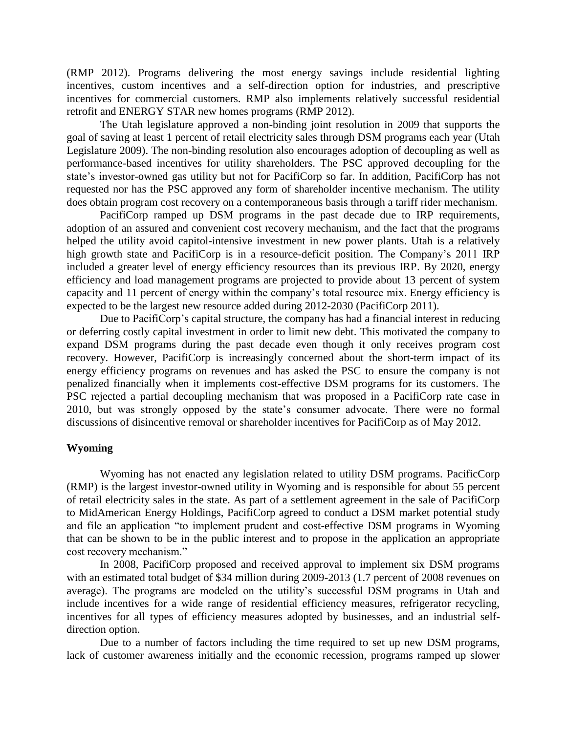(RMP 2012). Programs delivering the most energy savings include residential lighting incentives, custom incentives and a self-direction option for industries, and prescriptive incentives for commercial customers. RMP also implements relatively successful residential retrofit and ENERGY STAR new homes programs (RMP 2012).

The Utah legislature approved a non-binding joint resolution in 2009 that supports the goal of saving at least 1 percent of retail electricity sales through DSM programs each year (Utah Legislature 2009). The non-binding resolution also encourages adoption of decoupling as well as performance-based incentives for utility shareholders. The PSC approved decoupling for the state's investor-owned gas utility but not for PacifiCorp so far. In addition, PacifiCorp has not requested nor has the PSC approved any form of shareholder incentive mechanism. The utility does obtain program cost recovery on a contemporaneous basis through a tariff rider mechanism.

PacifiCorp ramped up DSM programs in the past decade due to IRP requirements, adoption of an assured and convenient cost recovery mechanism, and the fact that the programs helped the utility avoid capitol-intensive investment in new power plants. Utah is a relatively high growth state and PacifiCorp is in a resource-deficit position. The Company's 2011 IRP included a greater level of energy efficiency resources than its previous IRP. By 2020, energy efficiency and load management programs are projected to provide about 13 percent of system capacity and 11 percent of energy within the company's total resource mix. Energy efficiency is expected to be the largest new resource added during 2012-2030 (PacifiCorp 2011).

Due to PacifiCorp's capital structure, the company has had a financial interest in reducing or deferring costly capital investment in order to limit new debt. This motivated the company to expand DSM programs during the past decade even though it only receives program cost recovery. However, PacifiCorp is increasingly concerned about the short-term impact of its energy efficiency programs on revenues and has asked the PSC to ensure the company is not penalized financially when it implements cost-effective DSM programs for its customers. The PSC rejected a partial decoupling mechanism that was proposed in a PacifiCorp rate case in 2010, but was strongly opposed by the state's consumer advocate. There were no formal discussions of disincentive removal or shareholder incentives for PacifiCorp as of May 2012.

**Wyoming**

Wyoming has not enacted any legislation related to utility DSM programs. PacificCorp (RMP) is the largest investor-owned utility in Wyoming and is responsible for about 55 percent of retail electricity sales in the state. As part of a settlement agreement in the sale of PacifiCorp to MidAmerican Energy Holdings, PacifiCorp agreed to conduct a DSM market potential study and file an application "to implement prudent and cost-effective DSM programs in Wyoming that can be shown to be in the public interest and to propose in the application an appropriate cost recovery mechanism."

In 2008, PacifiCorp proposed and received approval to implement six DSM programs with an estimated total budget of $34 million during 2009-2013 (1.7 percent of 2008 revenues on average). The programs are modeled on the utility's successful DSM programs in Utah and include incentives for a wide range of residential efficiency measures, refrigerator recycling, incentives for all types of efficiency measures adopted by businesses, and an industrial self-direction option.

Due to a number of factors including the time required to set up new DSM programs, lack of customer awareness initially and the economic recession, programs ramped up slower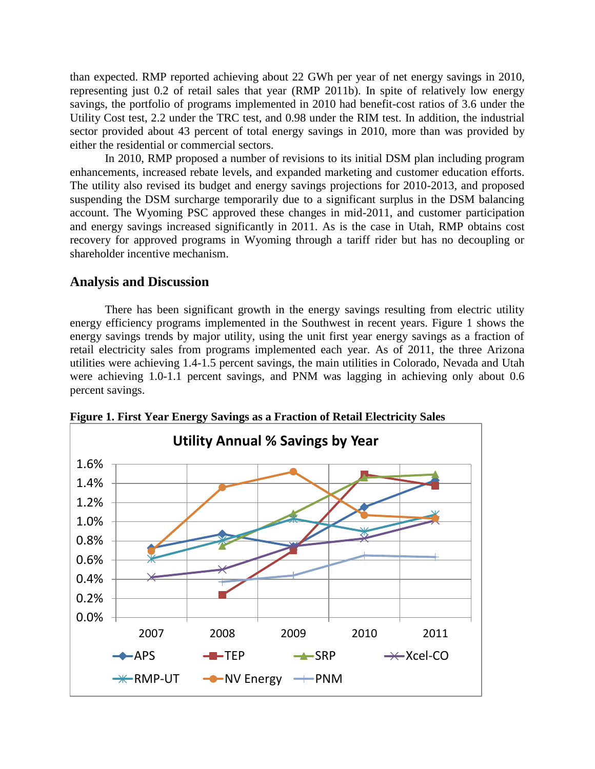than expected. RMP reported achieving about 22 GWh per year of net energy savings in 2010, representing just 0.2 of retail sales that year (RMP 2011b). In spite of relatively low energy savings, the portfolio of programs implemented in 2010 had benefit-cost ratios of 3.6 under the Utility Cost test, 2.2 under the TRC test, and 0.98 under the RIM test. In addition, the industrial sector provided about 43 percent of total energy savings in 2010, more than was provided by either the residential or commercial sectors.

In 2010, RMP proposed a number of revisions to its initial DSM plan including program enhancements, increased rebate levels, and expanded marketing and customer education efforts. The utility also revised its budget and energy savings projections for 2010-2013, and proposed suspending the DSM surcharge temporarily due to a significant surplus in the DSM balancing account. The Wyoming PSC approved these changes in mid-2011, and customer participation and energy savings increased significantly in 2011. As is the case in Utah, RMP obtains cost recovery for approved programs in Wyoming through a tariff rider but has no decoupling or shareholder incentive mechanism.

## Analysis and Discussion

There has been significant growth in the energy savings resulting from electric utility energy efficiency programs implemented in the Southwest in recent years. Figure 1 shows the energy savings trends by major utility, using the unit first year energy savings as a fraction of retail electricity sales from programs implemented each year. As of 2011, the three Arizona utilities were achieving 1.4-1.5 percent savings, the main utilities in Colorado, Nevada and Utah were achieving 1.0-1.1 percent savings, and PNM was lagging in achieving only about 0.6 percent savings.

**Figure 1. First Year Energy Savings as a Fraction of Retail Electricity Sales**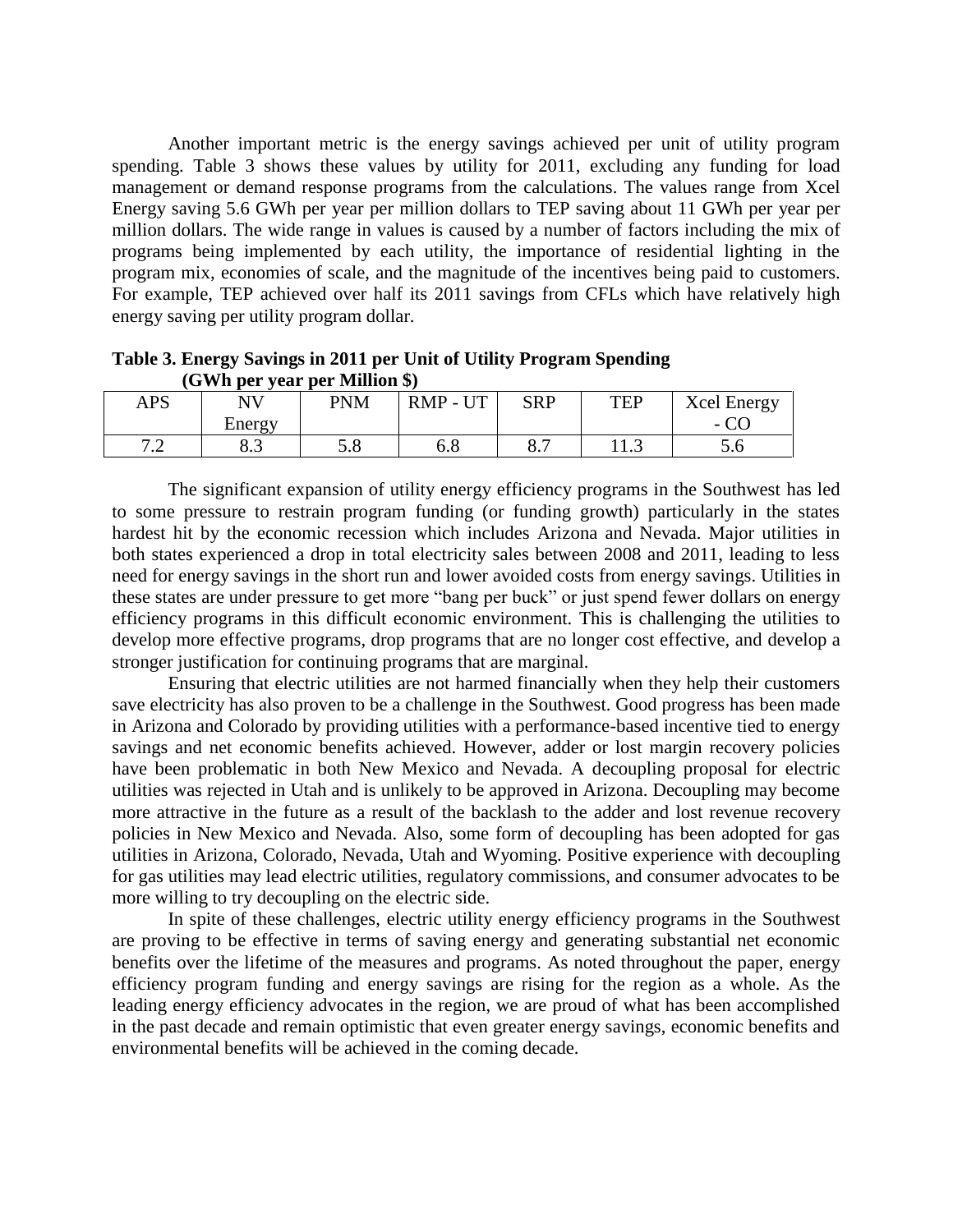Another important metric is the energy savings achieved per unit of utility program spending. Table 3 shows these values by utility for 2011, excluding any funding for load management or demand response programs from the calculations. The values range from Xcel Energy saving 5.6 GWh per year per million dollars to TEP saving about 11 GWh per year per million dollars. The wide range in values is caused by a number of factors including the mix of programs being implemented by each utility, the importance of residential lighting in the program mix, economies of scale, and the magnitude of the incentives being paid to customers. For example, TEP achieved over half its 2011 savings from CFLs which have relatively high energy saving per utility program dollar.

**Table 3. Energy Savings in 2011 per Unit of Utility Program Spending (GWh per year per Million $)**

| APS | NV Energy | PNM | RMP - UT | SRP | TEP | Xcel Energy - CO |
|---|---|---|---|---|---|---|
| 7.2 | 8.3 | 5.8 | 6.8 | 8.7 | 11.3 | 5.6 |

The significant expansion of utility energy efficiency programs in the Southwest has led to some pressure to restrain program funding (or funding growth) particularly in the states hardest hit by the economic recession which includes Arizona and Nevada. Major utilities in both states experienced a drop in total electricity sales between 2008 and 2011, leading to less need for energy savings in the short run and lower avoided costs from energy savings. Utilities in these states are under pressure to get more "bang per buck" or just spend fewer dollars on energy efficiency programs in this difficult economic environment. This is challenging the utilities to develop more effective programs, drop programs that are no longer cost effective, and develop a stronger justification for continuing programs that are marginal.

Ensuring that electric utilities are not harmed financially when they help their customers save electricity has also proven to be a challenge in the Southwest. Good progress has been made in Arizona and Colorado by providing utilities with a performance-based incentive tied to energy savings and net economic benefits achieved. However, adder or lost margin recovery policies have been problematic in both New Mexico and Nevada. A decoupling proposal for electric utilities was rejected in Utah and is unlikely to be approved in Arizona. Decoupling may become more attractive in the future as a result of the backlash to the adder and lost revenue recovery policies in New Mexico and Nevada. Also, some form of decoupling has been adopted for gas utilities in Arizona, Colorado, Nevada, Utah and Wyoming. Positive experience with decoupling for gas utilities may lead electric utilities, regulatory commissions, and consumer advocates to be more willing to try decoupling on the electric side.

In spite of these challenges, electric utility energy efficiency programs in the Southwest are proving to be effective in terms of saving energy and generating substantial net economic benefits over the lifetime of the measures and programs. As noted throughout the paper, energy efficiency program funding and energy savings are rising for the region as a whole. As the leading energy efficiency advocates in the region, we are proud of what has been accomplished in the past decade and remain optimistic that even greater energy savings, economic benefits and environmental benefits will be achieved in the coming decade.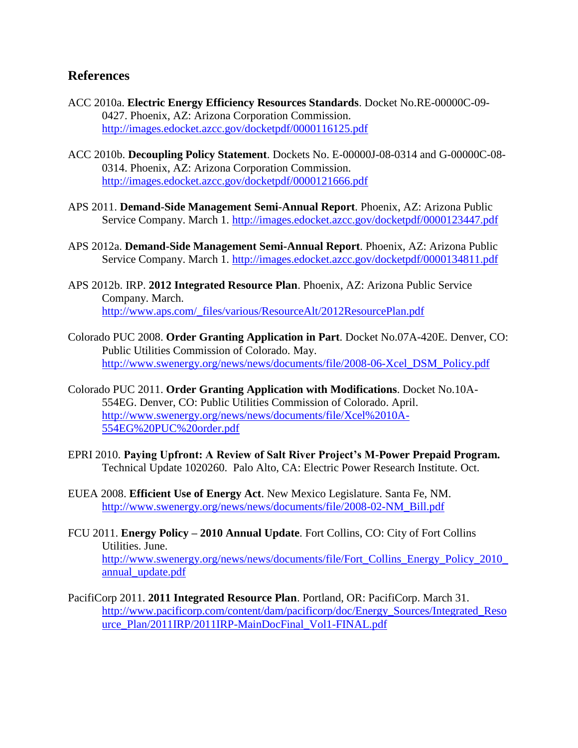## References

ACC 2010a. **Electric Energy Efficiency Resources Standards**. Docket No.RE-00000C-09-0427. Phoenix, AZ: Arizona Corporation Commission. http://images.edocket.azcc.gov/docketpdf/0000116125.pdf

ACC 2010b. **Decoupling Policy Statement**. Dockets No. E-00000J-08-0314 and G-00000C-08-0314. Phoenix, AZ: Arizona Corporation Commission. http://images.edocket.azcc.gov/docketpdf/0000121666.pdf

APS 2011. **Demand-Side Management Semi-Annual Report**. Phoenix, AZ: Arizona Public Service Company. March 1. http://images.edocket.azcc.gov/docketpdf/0000123447.pdf

APS 2012a. **Demand-Side Management Semi-Annual Report**. Phoenix, AZ: Arizona Public Service Company. March 1. http://images.edocket.azcc.gov/docketpdf/0000134811.pdf

APS 2012b. IRP. **2012 Integrated Resource Plan**. Phoenix, AZ: Arizona Public Service Company. March. http://www.aps.com/_files/various/ResourceAlt/2012ResourcePlan.pdf

Colorado PUC 2008. **Order Granting Application in Part**. Docket No.07A-420E. Denver, CO: Public Utilities Commission of Colorado. May. http://www.swenergy.org/news/news/documents/file/2008-06-Xcel_DSM_Policy.pdf

Colorado PUC 2011. **Order Granting Application with Modifications**. Docket No.10A-554EG. Denver, CO: Public Utilities Commission of Colorado. April. http://www.swenergy.org/news/news/documents/file/Xcel%2010A-554EG%20PUC%20order.pdf

EPRI 2010. **Paying Upfront: A Review of Salt River Project's M-Power Prepaid Program.** Technical Update 1020260. Palo Alto, CA: Electric Power Research Institute. Oct.

EUEA 2008. **Efficient Use of Energy Act**. New Mexico Legislature. Santa Fe, NM. http://www.swenergy.org/news/news/documents/file/2008-02-NM_Bill.pdf

FCU 2011. **Energy Policy – 2010 Annual Update**. Fort Collins, CO: City of Fort Collins Utilities. June. http://www.swenergy.org/news/news/documents/file/Fort_Collins_Energy_Policy_2010_annual_update.pdf

PacifiCorp 2011. **2011 Integrated Resource Plan**. Portland, OR: PacifiCorp. March 31. http://www.pacificorp.com/content/dam/pacificorp/doc/Energy_Sources/Integrated_Resource_Plan/2011IRP/2011IRP-MainDocFinal_Vol1-FINAL.pdf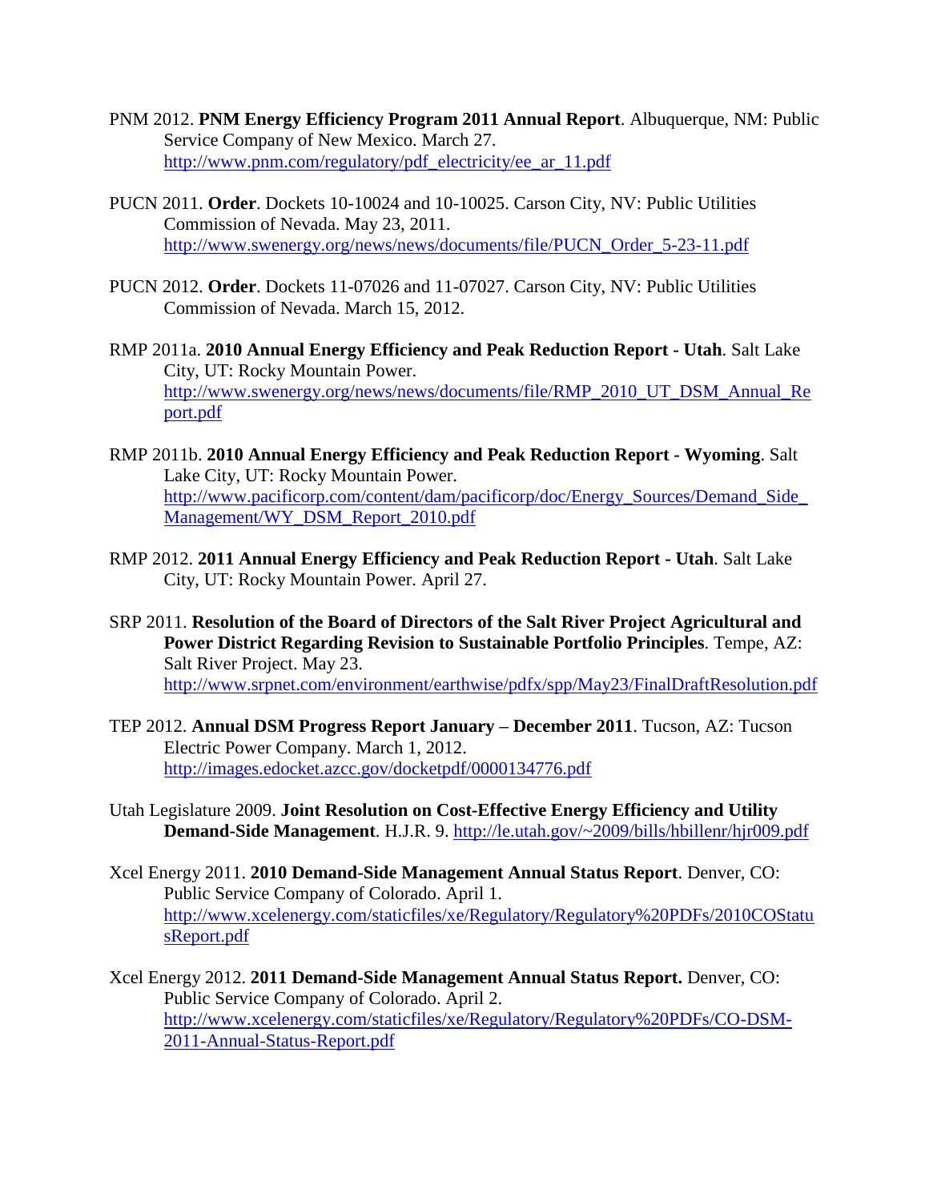PNM 2012. **PNM Energy Efficiency Program 2011 Annual Report**. Albuquerque, NM: Public Service Company of New Mexico. March 27. http://www.pnm.com/regulatory/pdf_electricity/ee_ar_11.pdf

PUCN 2011. **Order**. Dockets 10-10024 and 10-10025. Carson City, NV: Public Utilities Commission of Nevada. May 23, 2011. http://www.swenergy.org/news/news/documents/file/PUCN_Order_5-23-11.pdf

PUCN 2012. **Order**. Dockets 11-07026 and 11-07027. Carson City, NV: Public Utilities Commission of Nevada. March 15, 2012.

RMP 2011a. **2010 Annual Energy Efficiency and Peak Reduction Report - Utah**. Salt Lake City, UT: Rocky Mountain Power. http://www.swenergy.org/news/news/documents/file/RMP_2010_UT_DSM_Annual_Report.pdf

RMP 2011b. **2010 Annual Energy Efficiency and Peak Reduction Report - Wyoming**. Salt Lake City, UT: Rocky Mountain Power. http://www.pacificorp.com/content/dam/pacificorp/doc/Energy_Sources/Demand_Side_Management/WY_DSM_Report_2010.pdf

RMP 2012. **2011 Annual Energy Efficiency and Peak Reduction Report - Utah**. Salt Lake City, UT: Rocky Mountain Power. April 27.

SRP 2011. **Resolution of the Board of Directors of the Salt River Project Agricultural and Power District Regarding Revision to Sustainable Portfolio Principles**. Tempe, AZ: Salt River Project. May 23. http://www.srpnet.com/environment/earthwise/pdfx/spp/May23/FinalDraftResolution.pdf

TEP 2012. **Annual DSM Progress Report January – December 2011**. Tucson, AZ: Tucson Electric Power Company. March 1, 2012. http://images.edocket.azcc.gov/docketpdf/0000134776.pdf

Utah Legislature 2009. **Joint Resolution on Cost-Effective Energy Efficiency and Utility Demand-Side Management**. H.J.R. 9. http://le.utah.gov/~2009/bills/hbillenr/hjr009.pdf

Xcel Energy 2011. **2010 Demand-Side Management Annual Status Report**. Denver, CO: Public Service Company of Colorado. April 1. http://www.xcelenergy.com/staticfiles/xe/Regulatory/Regulatory%20PDFs/2010COStatusReport.pdf

Xcel Energy 2012. **2011 Demand-Side Management Annual Status Report.** Denver, CO: Public Service Company of Colorado. April 2. http://www.xcelenergy.com/staticfiles/xe/Regulatory/Regulatory%20PDFs/CO-DSM-2011-Annual-Status-Report.pdf